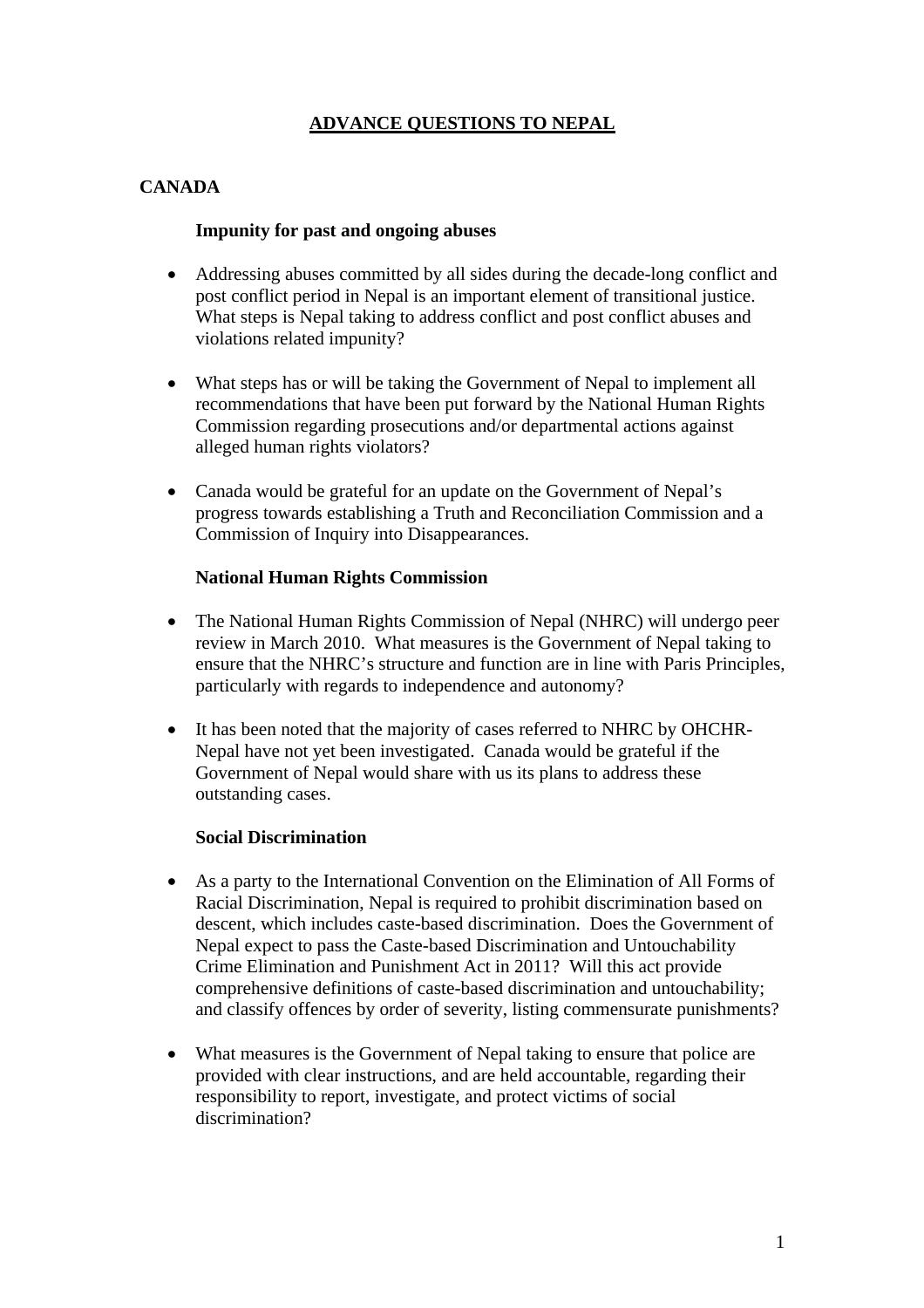# ADVANCE QUESTIONS TO NEPAL

## CANADA

### Impunity for past and ongoing abuses

- Addressing abuses committed by all sides during the decade-long conflict and post conflict period in Nepal is an important element of transitional justice. What steps is Nepal taking to address conflict and post conflict abuses and violations related impunity?

- What steps has or will be taking the Government of Nepal to implement all recommendations that have been put forward by the National Human Rights Commission regarding prosecutions and/or departmental actions against alleged human rights violators?

- Canada would be grateful for an update on the Government of Nepal's progress towards establishing a Truth and Reconciliation Commission and a Commission of Inquiry into Disappearances.

### National Human Rights Commission

- The National Human Rights Commission of Nepal (NHRC) will undergo peer review in March 2010. What measures is the Government of Nepal taking to ensure that the NHRC's structure and function are in line with Paris Principles, particularly with regards to independence and autonomy?

- It has been noted that the majority of cases referred to NHRC by OHCHR-Nepal have not yet been investigated. Canada would be grateful if the Government of Nepal would share with us its plans to address these outstanding cases.

### Social Discrimination

- As a party to the International Convention on the Elimination of All Forms of Racial Discrimination, Nepal is required to prohibit discrimination based on descent, which includes caste-based discrimination. Does the Government of Nepal expect to pass the Caste-based Discrimination and Untouchability Crime Elimination and Punishment Act in 2011? Will this act provide comprehensive definitions of caste-based discrimination and untouchability; and classify offences by order of severity, listing commensurate punishments?

- What measures is the Government of Nepal taking to ensure that police are provided with clear instructions, and are held accountable, regarding their responsibility to report, investigate, and protect victims of social discrimination?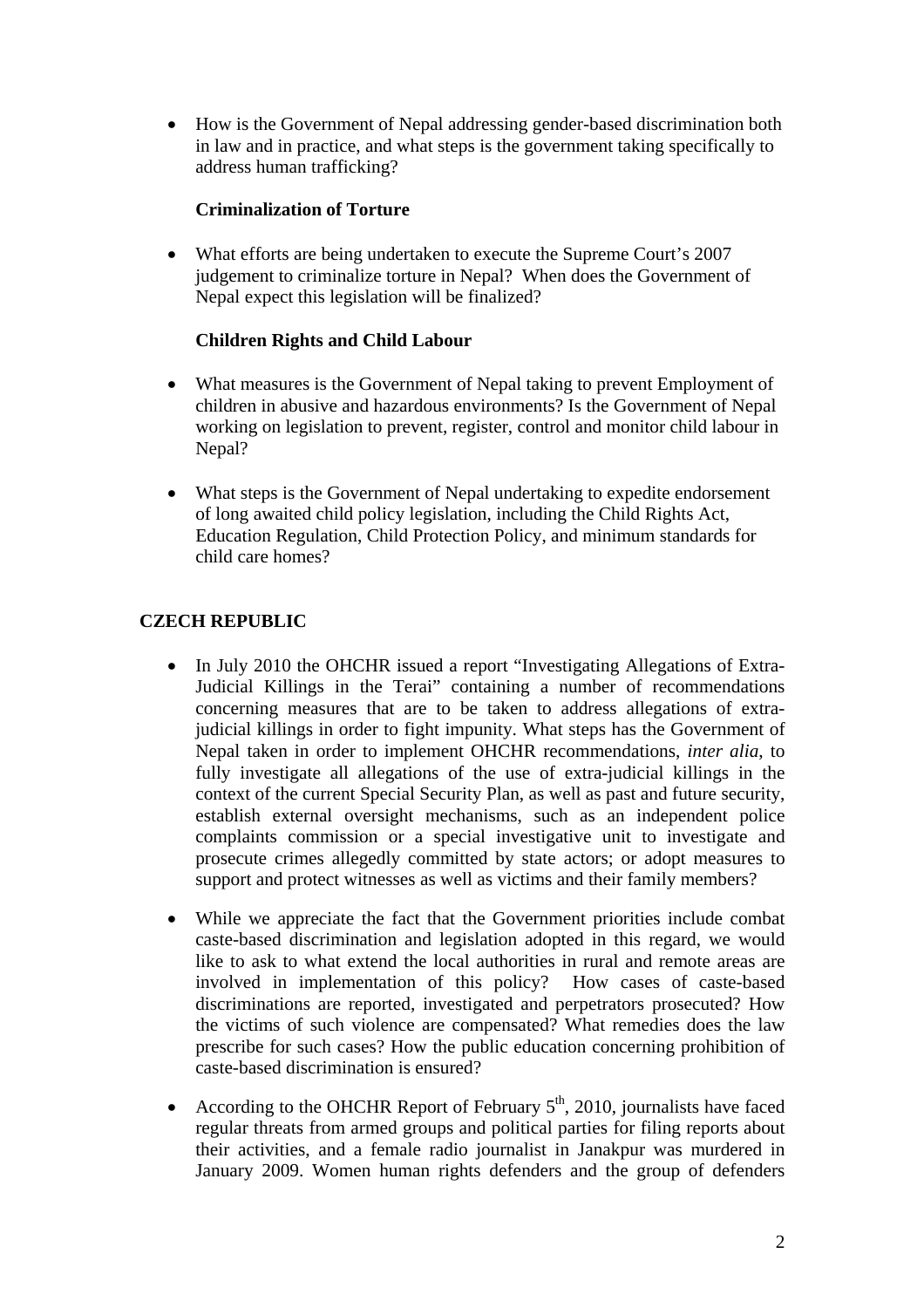- How is the Government of Nepal addressing gender-based discrimination both in law and in practice, and what steps is the government taking specifically to address human trafficking?

**Criminalization of Torture**

- What efforts are being undertaken to execute the Supreme Court's 2007 judgement to criminalize torture in Nepal? When does the Government of Nepal expect this legislation will be finalized?

**Children Rights and Child Labour**

- What measures is the Government of Nepal taking to prevent Employment of children in abusive and hazardous environments? Is the Government of Nepal working on legislation to prevent, register, control and monitor child labour in Nepal?

- What steps is the Government of Nepal undertaking to expedite endorsement of long awaited child policy legislation, including the Child Rights Act, Education Regulation, Child Protection Policy, and minimum standards for child care homes?

## CZECH REPUBLIC

- In July 2010 the OHCHR issued a report "Investigating Allegations of Extra-Judicial Killings in the Terai" containing a number of recommendations concerning measures that are to be taken to address allegations of extra-judicial killings in order to fight impunity. What steps has the Government of Nepal taken in order to implement OHCHR recommendations, *inter alia*, to fully investigate all allegations of the use of extra-judicial killings in the context of the current Special Security Plan, as well as past and future security, establish external oversight mechanisms, such as an independent police complaints commission or a special investigative unit to investigate and prosecute crimes allegedly committed by state actors; or adopt measures to support and protect witnesses as well as victims and their family members?

- While we appreciate the fact that the Government priorities include combat caste-based discrimination and legislation adopted in this regard, we would like to ask to what extend the local authorities in rural and remote areas are involved in implementation of this policy? How cases of caste-based discriminations are reported, investigated and perpetrators prosecuted? How the victims of such violence are compensated? What remedies does the law prescribe for such cases? How the public education concerning prohibition of caste-based discrimination is ensured?

- According to the OHCHR Report of February 5th, 2010, journalists have faced regular threats from armed groups and political parties for filing reports about their activities, and a female radio journalist in Janakpur was murdered in January 2009. Women human rights defenders and the group of defenders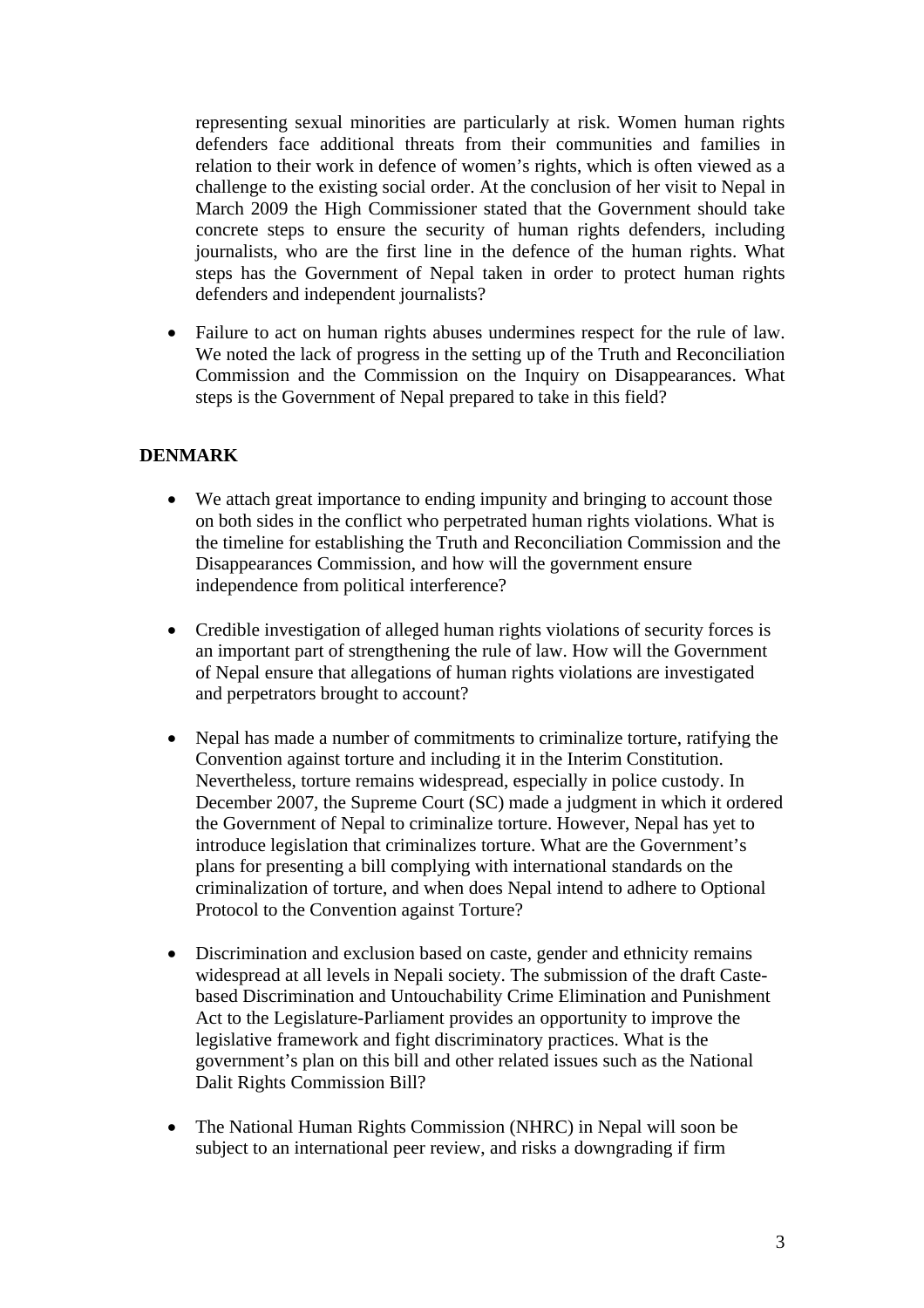representing sexual minorities are particularly at risk. Women human rights defenders face additional threats from their communities and families in relation to their work in defence of women's rights, which is often viewed as a challenge to the existing social order. At the conclusion of her visit to Nepal in March 2009 the High Commissioner stated that the Government should take concrete steps to ensure the security of human rights defenders, including journalists, who are the first line in the defence of the human rights. What steps has the Government of Nepal taken in order to protect human rights defenders and independent journalists?

- Failure to act on human rights abuses undermines respect for the rule of law. We noted the lack of progress in the setting up of the Truth and Reconciliation Commission and the Commission on the Inquiry on Disappearances. What steps is the Government of Nepal prepared to take in this field?

## DENMARK

- We attach great importance to ending impunity and bringing to account those on both sides in the conflict who perpetrated human rights violations. What is the timeline for establishing the Truth and Reconciliation Commission and the Disappearances Commission, and how will the government ensure independence from political interference?

- Credible investigation of alleged human rights violations of security forces is an important part of strengthening the rule of law. How will the Government of Nepal ensure that allegations of human rights violations are investigated and perpetrators brought to account?

- Nepal has made a number of commitments to criminalize torture, ratifying the Convention against torture and including it in the Interim Constitution. Nevertheless, torture remains widespread, especially in police custody. In December 2007, the Supreme Court (SC) made a judgment in which it ordered the Government of Nepal to criminalize torture. However, Nepal has yet to introduce legislation that criminalizes torture. What are the Government's plans for presenting a bill complying with international standards on the criminalization of torture, and when does Nepal intend to adhere to Optional Protocol to the Convention against Torture?

- Discrimination and exclusion based on caste, gender and ethnicity remains widespread at all levels in Nepali society. The submission of the draft Caste-based Discrimination and Untouchability Crime Elimination and Punishment Act to the Legislature-Parliament provides an opportunity to improve the legislative framework and fight discriminatory practices. What is the government's plan on this bill and other related issues such as the National Dalit Rights Commission Bill?

- The National Human Rights Commission (NHRC) in Nepal will soon be subject to an international peer review, and risks a downgrading if firm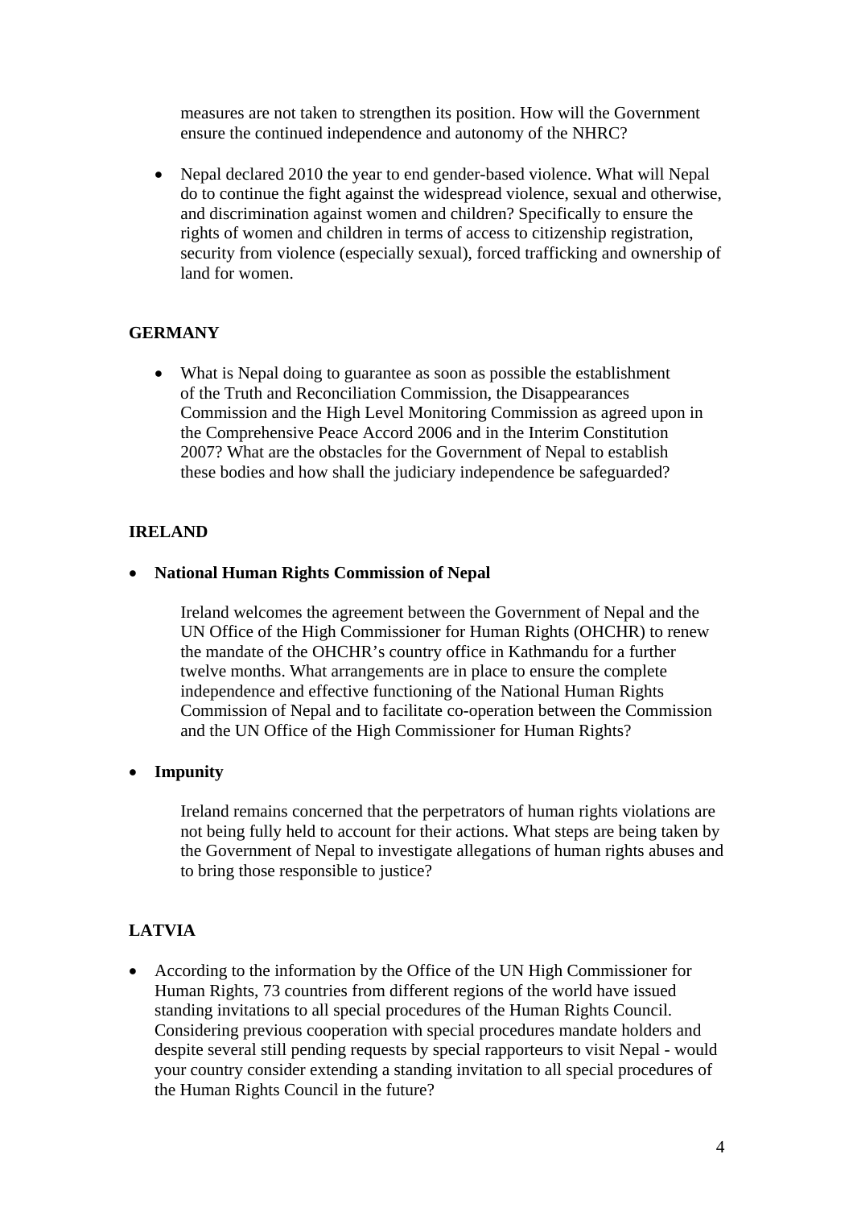measures are not taken to strengthen its position. How will the Government ensure the continued independence and autonomy of the NHRC?

- Nepal declared 2010 the year to end gender-based violence. What will Nepal do to continue the fight against the widespread violence, sexual and otherwise, and discrimination against women and children? Specifically to ensure the rights of women and children in terms of access to citizenship registration, security from violence (especially sexual), forced trafficking and ownership of land for women.

**GERMANY**

- What is Nepal doing to guarantee as soon as possible the establishment of the Truth and Reconciliation Commission, the Disappearances Commission and the High Level Monitoring Commission as agreed upon in the Comprehensive Peace Accord 2006 and in the Interim Constitution 2007? What are the obstacles for the Government of Nepal to establish these bodies and how shall the judiciary independence be safeguarded?

**IRELAND**

- **National Human Rights Commission of Nepal**

  Ireland welcomes the agreement between the Government of Nepal and the UN Office of the High Commissioner for Human Rights (OHCHR) to renew the mandate of the OHCHR's country office in Kathmandu for a further twelve months. What arrangements are in place to ensure the complete independence and effective functioning of the National Human Rights Commission of Nepal and to facilitate co-operation between the Commission and the UN Office of the High Commissioner for Human Rights?

- **Impunity**

  Ireland remains concerned that the perpetrators of human rights violations are not being fully held to account for their actions. What steps are being taken by the Government of Nepal to investigate allegations of human rights abuses and to bring those responsible to justice?

**LATVIA**

- According to the information by the Office of the UN High Commissioner for Human Rights, 73 countries from different regions of the world have issued standing invitations to all special procedures of the Human Rights Council. Considering previous cooperation with special procedures mandate holders and despite several still pending requests by special rapporteurs to visit Nepal - would your country consider extending a standing invitation to all special procedures of the Human Rights Council in the future?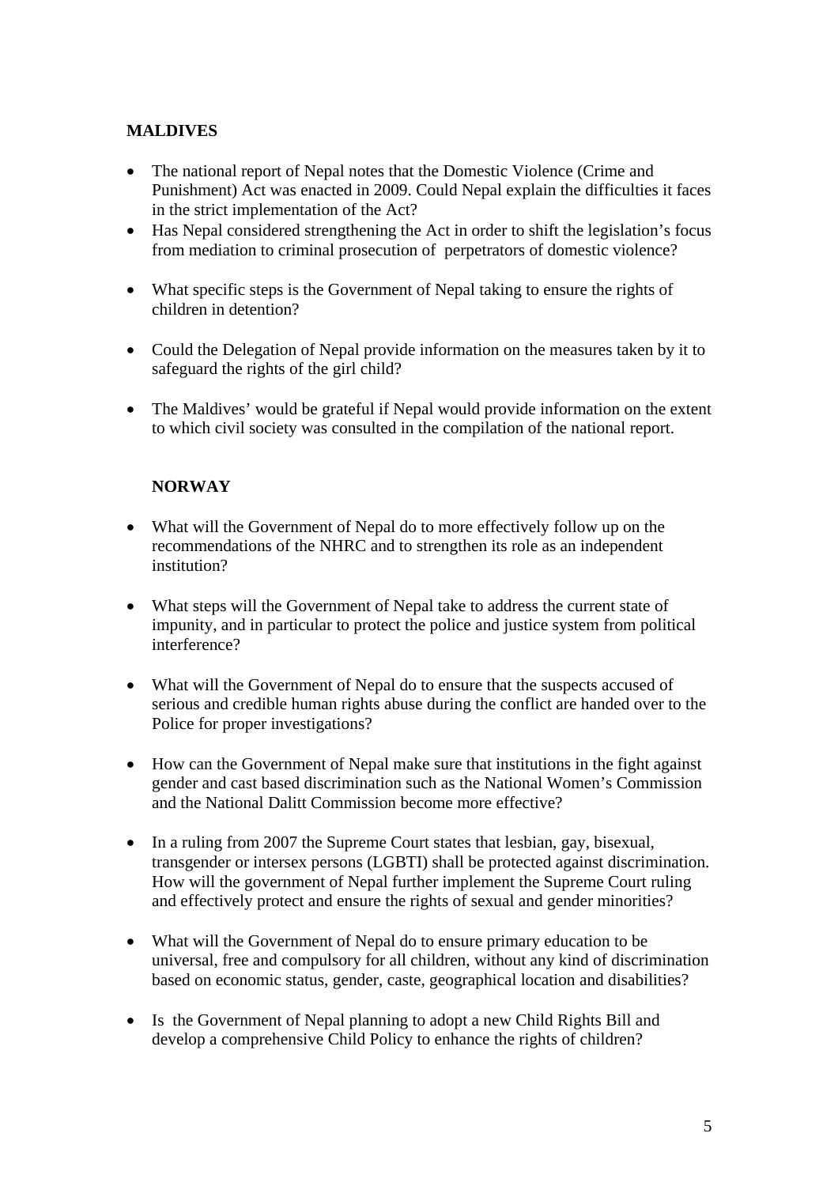**MALDIVES**

- The national report of Nepal notes that the Domestic Violence (Crime and Punishment) Act was enacted in 2009. Could Nepal explain the difficulties it faces in the strict implementation of the Act?
- Has Nepal considered strengthening the Act in order to shift the legislation's focus from mediation to criminal prosecution of perpetrators of domestic violence?
- What specific steps is the Government of Nepal taking to ensure the rights of children in detention?
- Could the Delegation of Nepal provide information on the measures taken by it to safeguard the rights of the girl child?
- The Maldives' would be grateful if Nepal would provide information on the extent to which civil society was consulted in the compilation of the national report.

**NORWAY**

- What will the Government of Nepal do to more effectively follow up on the recommendations of the NHRC and to strengthen its role as an independent institution?
- What steps will the Government of Nepal take to address the current state of impunity, and in particular to protect the police and justice system from political interference?
- What will the Government of Nepal do to ensure that the suspects accused of serious and credible human rights abuse during the conflict are handed over to the Police for proper investigations?
- How can the Government of Nepal make sure that institutions in the fight against gender and cast based discrimination such as the National Women's Commission and the National Dalitt Commission become more effective?
- In a ruling from 2007 the Supreme Court states that lesbian, gay, bisexual, transgender or intersex persons (LGBTI) shall be protected against discrimination. How will the government of Nepal further implement the Supreme Court ruling and effectively protect and ensure the rights of sexual and gender minorities?
- What will the Government of Nepal do to ensure primary education to be universal, free and compulsory for all children, without any kind of discrimination based on economic status, gender, caste, geographical location and disabilities?
- Is the Government of Nepal planning to adopt a new Child Rights Bill and develop a comprehensive Child Policy to enhance the rights of children?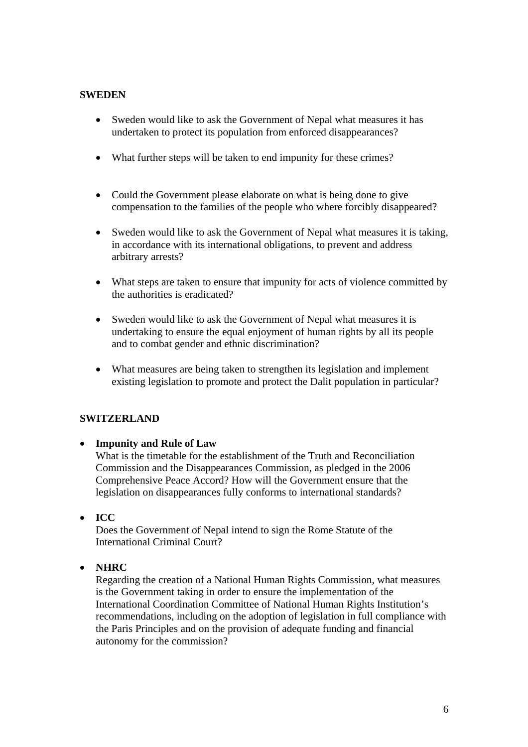**SWEDEN**

- Sweden would like to ask the Government of Nepal what measures it has undertaken to protect its population from enforced disappearances?
- What further steps will be taken to end impunity for these crimes?
- Could the Government please elaborate on what is being done to give compensation to the families of the people who where forcibly disappeared?
- Sweden would like to ask the Government of Nepal what measures it is taking, in accordance with its international obligations, to prevent and address arbitrary arrests?
- What steps are taken to ensure that impunity for acts of violence committed by the authorities is eradicated?
- Sweden would like to ask the Government of Nepal what measures it is undertaking to ensure the equal enjoyment of human rights by all its people and to combat gender and ethnic discrimination?
- What measures are being taken to strengthen its legislation and implement existing legislation to promote and protect the Dalit population in particular?

**SWITZERLAND**

- **Impunity and Rule of Law**
  What is the timetable for the establishment of the Truth and Reconciliation Commission and the Disappearances Commission, as pledged in the 2006 Comprehensive Peace Accord? How will the Government ensure that the legislation on disappearances fully conforms to international standards?

- **ICC**
  Does the Government of Nepal intend to sign the Rome Statute of the International Criminal Court?

- **NHRC**
  Regarding the creation of a National Human Rights Commission, what measures is the Government taking in order to ensure the implementation of the International Coordination Committee of National Human Rights Institution's recommendations, including on the adoption of legislation in full compliance with the Paris Principles and on the provision of adequate funding and financial autonomy for the commission?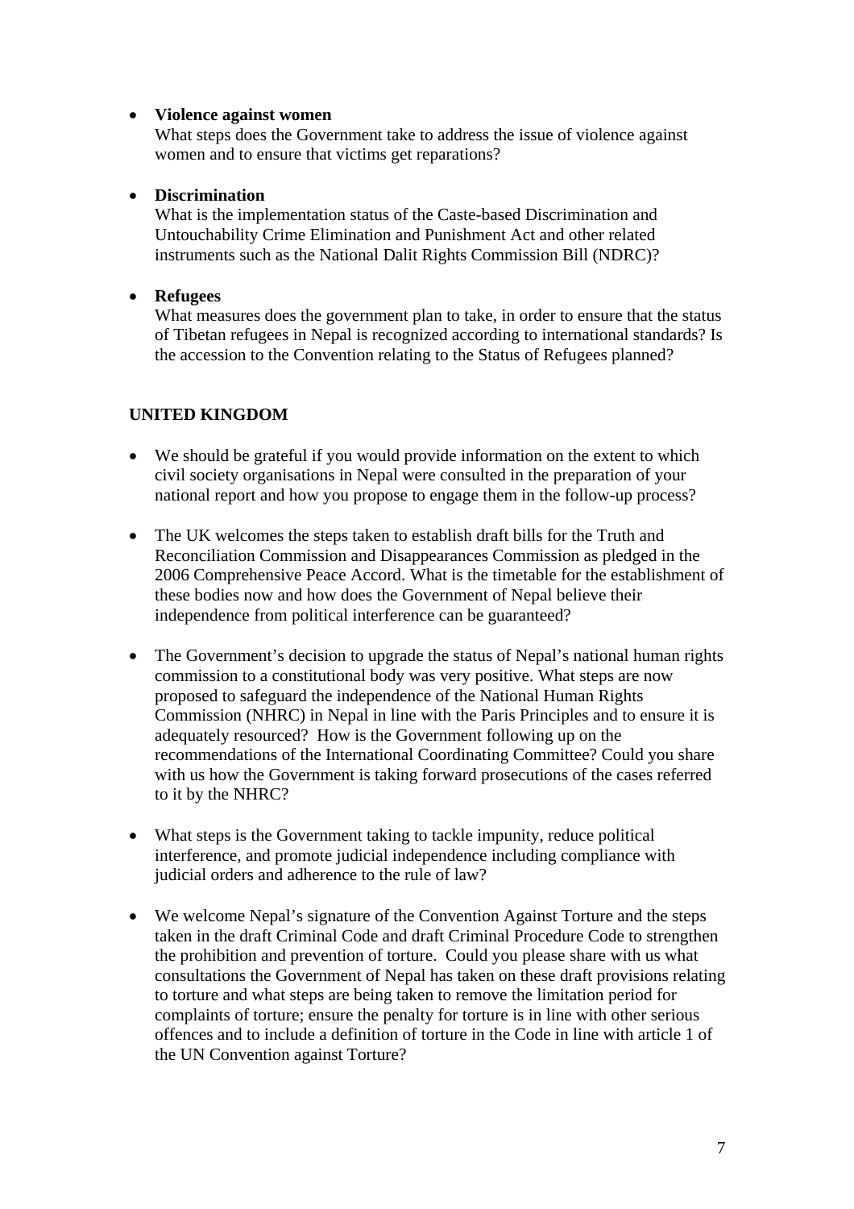- **Violence against women**
  What steps does the Government take to address the issue of violence against women and to ensure that victims get reparations?

- **Discrimination**
  What is the implementation status of the Caste-based Discrimination and Untouchability Crime Elimination and Punishment Act and other related instruments such as the National Dalit Rights Commission Bill (NDRC)?

- **Refugees**
  What measures does the government plan to take, in order to ensure that the status of Tibetan refugees in Nepal is recognized according to international standards? Is the accession to the Convention relating to the Status of Refugees planned?

## UNITED KINGDOM

- We should be grateful if you would provide information on the extent to which civil society organisations in Nepal were consulted in the preparation of your national report and how you propose to engage them in the follow-up process?

- The UK welcomes the steps taken to establish draft bills for the Truth and Reconciliation Commission and Disappearances Commission as pledged in the 2006 Comprehensive Peace Accord. What is the timetable for the establishment of these bodies now and how does the Government of Nepal believe their independence from political interference can be guaranteed?

- The Government's decision to upgrade the status of Nepal's national human rights commission to a constitutional body was very positive. What steps are now proposed to safeguard the independence of the National Human Rights Commission (NHRC) in Nepal in line with the Paris Principles and to ensure it is adequately resourced? How is the Government following up on the recommendations of the International Coordinating Committee? Could you share with us how the Government is taking forward prosecutions of the cases referred to it by the NHRC?

- What steps is the Government taking to tackle impunity, reduce political interference, and promote judicial independence including compliance with judicial orders and adherence to the rule of law?

- We welcome Nepal's signature of the Convention Against Torture and the steps taken in the draft Criminal Code and draft Criminal Procedure Code to strengthen the prohibition and prevention of torture. Could you please share with us what consultations the Government of Nepal has taken on these draft provisions relating to torture and what steps are being taken to remove the limitation period for complaints of torture; ensure the penalty for torture is in line with other serious offences and to include a definition of torture in the Code in line with article 1 of the UN Convention against Torture?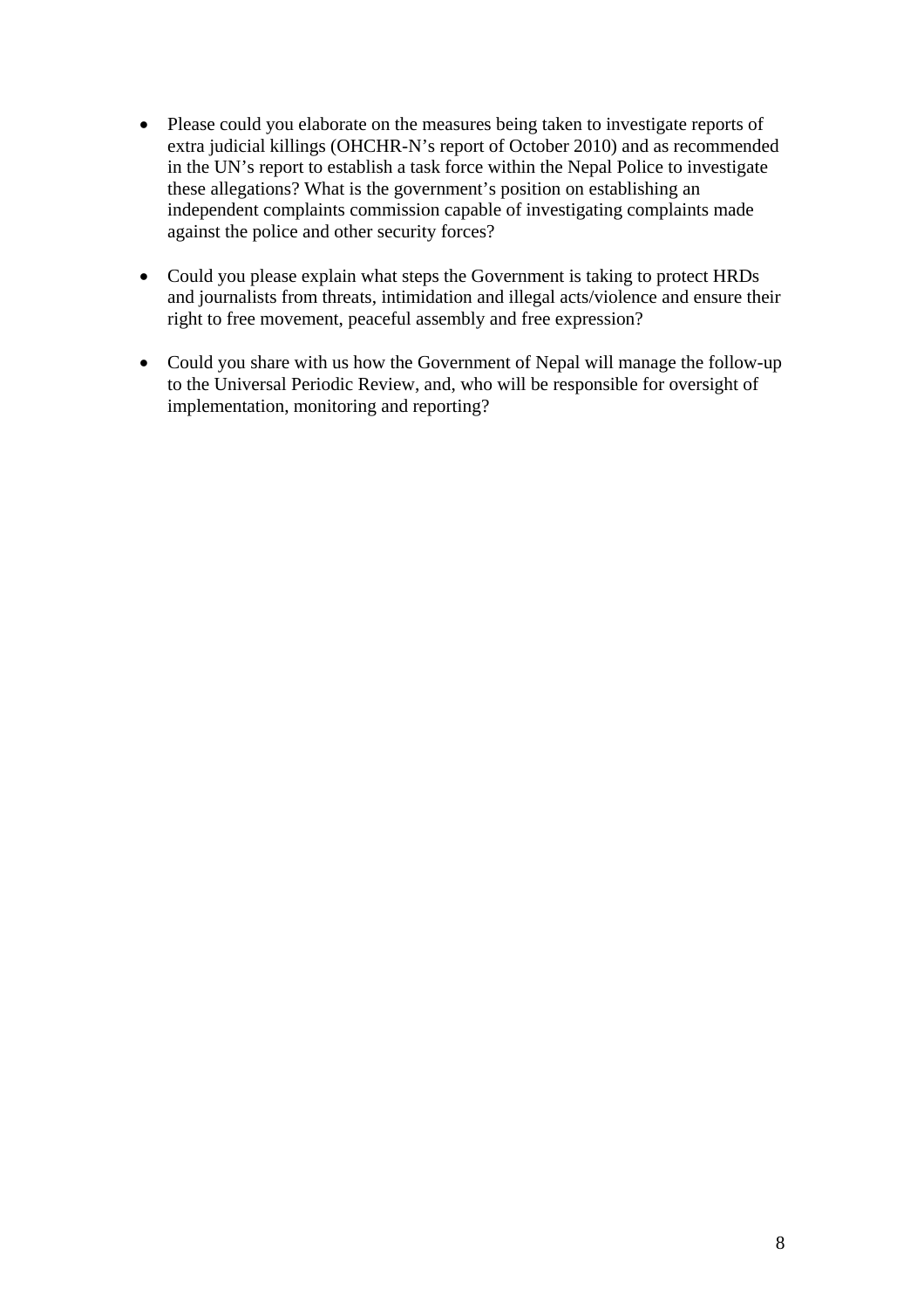- Please could you elaborate on the measures being taken to investigate reports of extra judicial killings (OHCHR-N's report of October 2010) and as recommended in the UN's report to establish a task force within the Nepal Police to investigate these allegations? What is the government's position on establishing an independent complaints commission capable of investigating complaints made against the police and other security forces?

- Could you please explain what steps the Government is taking to protect HRDs and journalists from threats, intimidation and illegal acts/violence and ensure their right to free movement, peaceful assembly and free expression?

- Could you share with us how the Government of Nepal will manage the follow-up to the Universal Periodic Review, and, who will be responsible for oversight of implementation, monitoring and reporting?